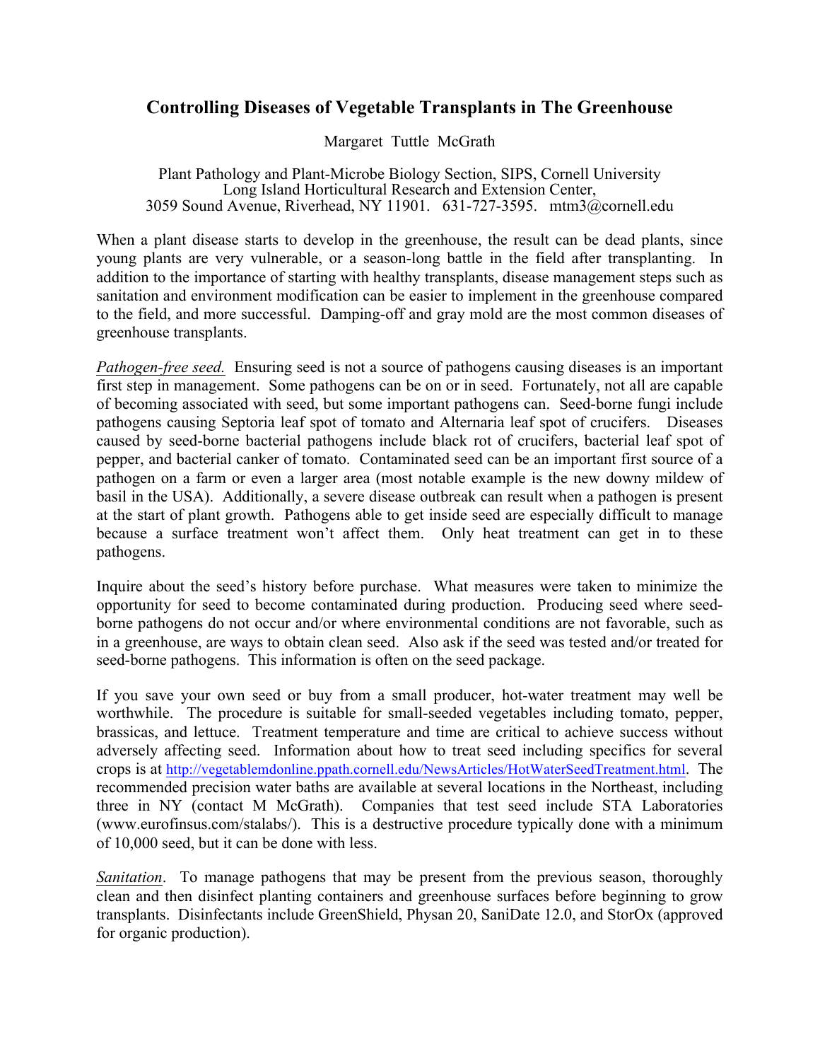# Controlling Diseases of Vegetable Transplants in The Greenhouse

Margaret Tuttle McGrath

Plant Pathology and Plant-Microbe Biology Section, SIPS, Cornell University
Long Island Horticultural Research and Extension Center,
3059 Sound Avenue, Riverhead, NY 11901. 631-727-3595. mtm3@cornell.edu

When a plant disease starts to develop in the greenhouse, the result can be dead plants, since young plants are very vulnerable, or a season-long battle in the field after transplanting. In addition to the importance of starting with healthy transplants, disease management steps such as sanitation and environment modification can be easier to implement in the greenhouse compared to the field, and more successful. Damping-off and gray mold are the most common diseases of greenhouse transplants.

*Pathogen-free seed.* Ensuring seed is not a source of pathogens causing diseases is an important first step in management. Some pathogens can be on or in seed. Fortunately, not all are capable of becoming associated with seed, but some important pathogens can. Seed-borne fungi include pathogens causing Septoria leaf spot of tomato and Alternaria leaf spot of crucifers. Diseases caused by seed-borne bacterial pathogens include black rot of crucifers, bacterial leaf spot of pepper, and bacterial canker of tomato. Contaminated seed can be an important first source of a pathogen on a farm or even a larger area (most notable example is the new downy mildew of basil in the USA). Additionally, a severe disease outbreak can result when a pathogen is present at the start of plant growth. Pathogens able to get inside seed are especially difficult to manage because a surface treatment won't affect them. Only heat treatment can get in to these pathogens.

Inquire about the seed's history before purchase. What measures were taken to minimize the opportunity for seed to become contaminated during production. Producing seed where seed-borne pathogens do not occur and/or where environmental conditions are not favorable, such as in a greenhouse, are ways to obtain clean seed. Also ask if the seed was tested and/or treated for seed-borne pathogens. This information is often on the seed package.

If you save your own seed or buy from a small producer, hot-water treatment may well be worthwhile. The procedure is suitable for small-seeded vegetables including tomato, pepper, brassicas, and lettuce. Treatment temperature and time are critical to achieve success without adversely affecting seed. Information about how to treat seed including specifics for several crops is at http://vegetablemdonline.ppath.cornell.edu/NewsArticles/HotWaterSeedTreatment.html. The recommended precision water baths are available at several locations in the Northeast, including three in NY (contact M McGrath). Companies that test seed include STA Laboratories (www.eurofinsus.com/stalabs/). This is a destructive procedure typically done with a minimum of 10,000 seed, but it can be done with less.

*Sanitation*. To manage pathogens that may be present from the previous season, thoroughly clean and then disinfect planting containers and greenhouse surfaces before beginning to grow transplants. Disinfectants include GreenShield, Physan 20, SaniDate 12.0, and StorOx (approved for organic production).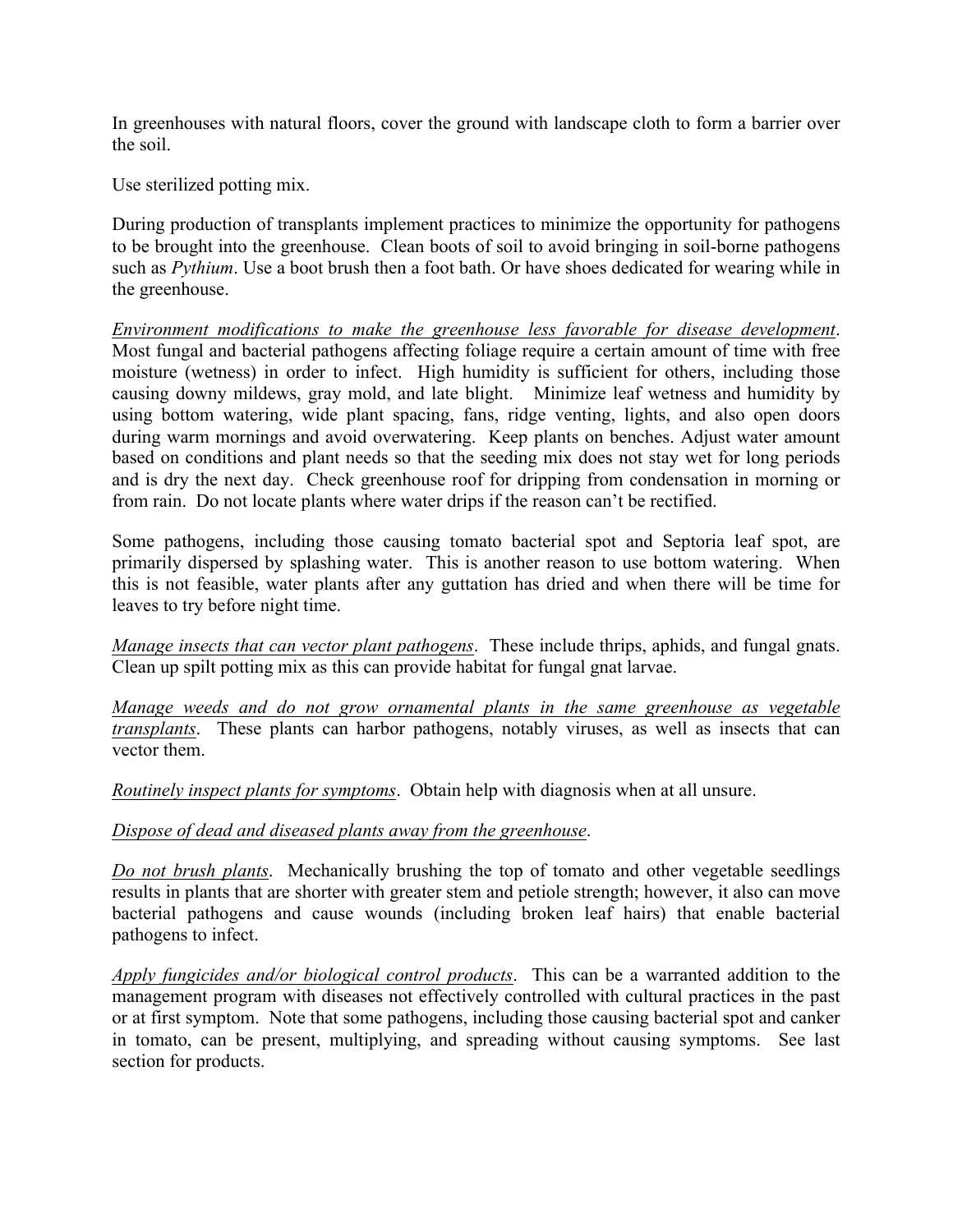In greenhouses with natural floors, cover the ground with landscape cloth to form a barrier over the soil.

Use sterilized potting mix.

During production of transplants implement practices to minimize the opportunity for pathogens to be brought into the greenhouse. Clean boots of soil to avoid bringing in soil-borne pathogens such as *Pythium*. Use a boot brush then a foot bath. Or have shoes dedicated for wearing while in the greenhouse.

*Environment modifications to make the greenhouse less favorable for disease development*. Most fungal and bacterial pathogens affecting foliage require a certain amount of time with free moisture (wetness) in order to infect. High humidity is sufficient for others, including those causing downy mildews, gray mold, and late blight. Minimize leaf wetness and humidity by using bottom watering, wide plant spacing, fans, ridge venting, lights, and also open doors during warm mornings and avoid overwatering. Keep plants on benches. Adjust water amount based on conditions and plant needs so that the seeding mix does not stay wet for long periods and is dry the next day. Check greenhouse roof for dripping from condensation in morning or from rain. Do not locate plants where water drips if the reason can't be rectified.

Some pathogens, including those causing tomato bacterial spot and Septoria leaf spot, are primarily dispersed by splashing water. This is another reason to use bottom watering. When this is not feasible, water plants after any guttation has dried and when there will be time for leaves to try before night time.

*Manage insects that can vector plant pathogens*. These include thrips, aphids, and fungal gnats. Clean up spilt potting mix as this can provide habitat for fungal gnat larvae.

*Manage weeds and do not grow ornamental plants in the same greenhouse as vegetable transplants*. These plants can harbor pathogens, notably viruses, as well as insects that can vector them.

*Routinely inspect plants for symptoms*. Obtain help with diagnosis when at all unsure.

*Dispose of dead and diseased plants away from the greenhouse*.

*Do not brush plants*. Mechanically brushing the top of tomato and other vegetable seedlings results in plants that are shorter with greater stem and petiole strength; however, it also can move bacterial pathogens and cause wounds (including broken leaf hairs) that enable bacterial pathogens to infect.

*Apply fungicides and/or biological control products*. This can be a warranted addition to the management program with diseases not effectively controlled with cultural practices in the past or at first symptom. Note that some pathogens, including those causing bacterial spot and canker in tomato, can be present, multiplying, and spreading without causing symptoms. See last section for products.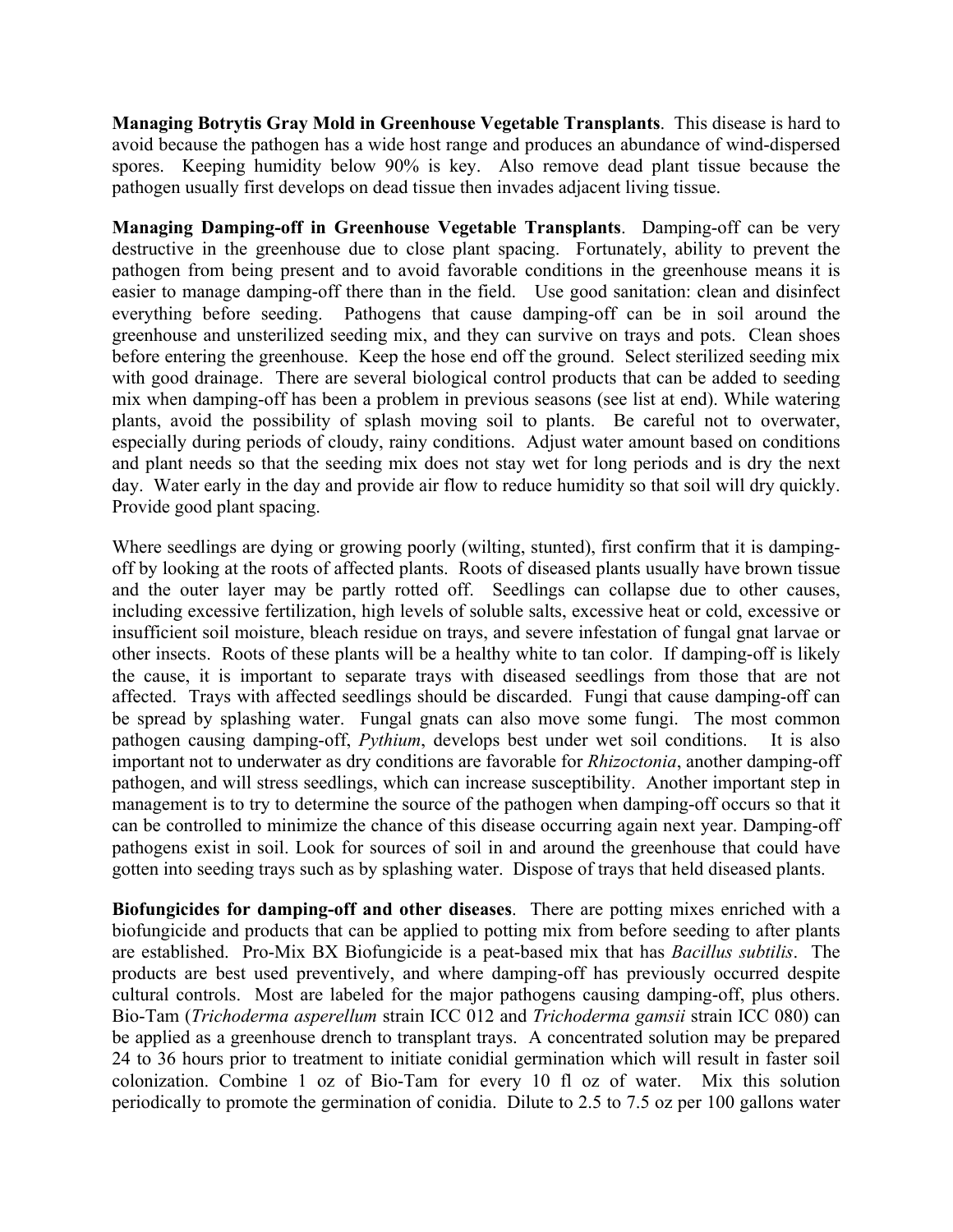**Managing Botrytis Gray Mold in Greenhouse Vegetable Transplants**. This disease is hard to avoid because the pathogen has a wide host range and produces an abundance of wind-dispersed spores. Keeping humidity below 90% is key. Also remove dead plant tissue because the pathogen usually first develops on dead tissue then invades adjacent living tissue.

**Managing Damping-off in Greenhouse Vegetable Transplants**. Damping-off can be very destructive in the greenhouse due to close plant spacing. Fortunately, ability to prevent the pathogen from being present and to avoid favorable conditions in the greenhouse means it is easier to manage damping-off there than in the field. Use good sanitation: clean and disinfect everything before seeding. Pathogens that cause damping-off can be in soil around the greenhouse and unsterilized seeding mix, and they can survive on trays and pots. Clean shoes before entering the greenhouse. Keep the hose end off the ground. Select sterilized seeding mix with good drainage. There are several biological control products that can be added to seeding mix when damping-off has been a problem in previous seasons (see list at end). While watering plants, avoid the possibility of splash moving soil to plants. Be careful not to overwater, especially during periods of cloudy, rainy conditions. Adjust water amount based on conditions and plant needs so that the seeding mix does not stay wet for long periods and is dry the next day. Water early in the day and provide air flow to reduce humidity so that soil will dry quickly. Provide good plant spacing.

Where seedlings are dying or growing poorly (wilting, stunted), first confirm that it is damping-off by looking at the roots of affected plants. Roots of diseased plants usually have brown tissue and the outer layer may be partly rotted off. Seedlings can collapse due to other causes, including excessive fertilization, high levels of soluble salts, excessive heat or cold, excessive or insufficient soil moisture, bleach residue on trays, and severe infestation of fungal gnat larvae or other insects. Roots of these plants will be a healthy white to tan color. If damping-off is likely the cause, it is important to separate trays with diseased seedlings from those that are not affected. Trays with affected seedlings should be discarded. Fungi that cause damping-off can be spread by splashing water. Fungal gnats can also move some fungi. The most common pathogen causing damping-off, *Pythium*, develops best under wet soil conditions. It is also important not to underwater as dry conditions are favorable for *Rhizoctonia*, another damping-off pathogen, and will stress seedlings, which can increase susceptibility. Another important step in management is to try to determine the source of the pathogen when damping-off occurs so that it can be controlled to minimize the chance of this disease occurring again next year. Damping-off pathogens exist in soil. Look for sources of soil in and around the greenhouse that could have gotten into seeding trays such as by splashing water. Dispose of trays that held diseased plants.

**Biofungicides for damping-off and other diseases**. There are potting mixes enriched with a biofungicide and products that can be applied to potting mix from before seeding to after plants are established. Pro-Mix BX Biofungicide is a peat-based mix that has *Bacillus subtilis*. The products are best used preventively, and where damping-off has previously occurred despite cultural controls. Most are labeled for the major pathogens causing damping-off, plus others. Bio-Tam (*Trichoderma asperellum* strain ICC 012 and *Trichoderma gamsii* strain ICC 080) can be applied as a greenhouse drench to transplant trays. A concentrated solution may be prepared 24 to 36 hours prior to treatment to initiate conidial germination which will result in faster soil colonization. Combine 1 oz of Bio-Tam for every 10 fl oz of water. Mix this solution periodically to promote the germination of conidia. Dilute to 2.5 to 7.5 oz per 100 gallons water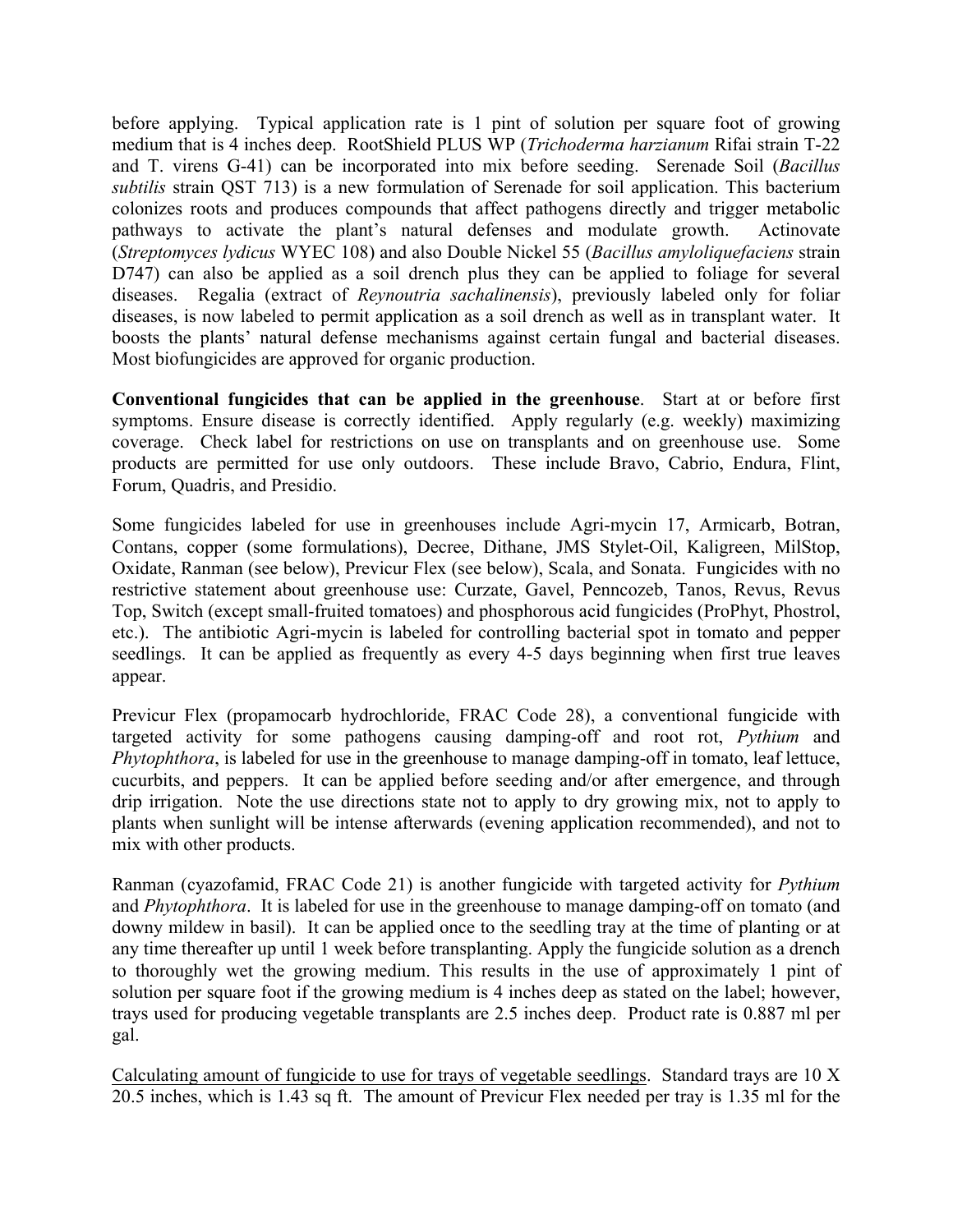before applying. Typical application rate is 1 pint of solution per square foot of growing medium that is 4 inches deep. RootShield PLUS WP (*Trichoderma harzianum* Rifai strain T-22 and T. virens G-41) can be incorporated into mix before seeding. Serenade Soil (*Bacillus subtilis* strain QST 713) is a new formulation of Serenade for soil application. This bacterium colonizes roots and produces compounds that affect pathogens directly and trigger metabolic pathways to activate the plant's natural defenses and modulate growth. Actinovate (*Streptomyces lydicus* WYEC 108) and also Double Nickel 55 (*Bacillus amyloliquefaciens* strain D747) can also be applied as a soil drench plus they can be applied to foliage for several diseases. Regalia (extract of *Reynoutria sachalinensis*), previously labeled only for foliar diseases, is now labeled to permit application as a soil drench as well as in transplant water. It boosts the plants' natural defense mechanisms against certain fungal and bacterial diseases. Most biofungicides are approved for organic production.

**Conventional fungicides that can be applied in the greenhouse**. Start at or before first symptoms. Ensure disease is correctly identified. Apply regularly (e.g. weekly) maximizing coverage. Check label for restrictions on use on transplants and on greenhouse use. Some products are permitted for use only outdoors. These include Bravo, Cabrio, Endura, Flint, Forum, Quadris, and Presidio.

Some fungicides labeled for use in greenhouses include Agri-mycin 17, Armicarb, Botran, Contans, copper (some formulations), Decree, Dithane, JMS Stylet-Oil, Kaligreen, MilStop, Oxidate, Ranman (see below), Previcur Flex (see below), Scala, and Sonata. Fungicides with no restrictive statement about greenhouse use: Curzate, Gavel, Penncozeb, Tanos, Revus, Revus Top, Switch (except small-fruited tomatoes) and phosphorous acid fungicides (ProPhyt, Phostrol, etc.). The antibiotic Agri-mycin is labeled for controlling bacterial spot in tomato and pepper seedlings. It can be applied as frequently as every 4-5 days beginning when first true leaves appear.

Previcur Flex (propamocarb hydrochloride, FRAC Code 28), a conventional fungicide with targeted activity for some pathogens causing damping-off and root rot, *Pythium* and *Phytophthora*, is labeled for use in the greenhouse to manage damping-off in tomato, leaf lettuce, cucurbits, and peppers. It can be applied before seeding and/or after emergence, and through drip irrigation. Note the use directions state not to apply to dry growing mix, not to apply to plants when sunlight will be intense afterwards (evening application recommended), and not to mix with other products.

Ranman (cyazofamid, FRAC Code 21) is another fungicide with targeted activity for *Pythium* and *Phytophthora*. It is labeled for use in the greenhouse to manage damping-off on tomato (and downy mildew in basil). It can be applied once to the seedling tray at the time of planting or at any time thereafter up until 1 week before transplanting. Apply the fungicide solution as a drench to thoroughly wet the growing medium. This results in the use of approximately 1 pint of solution per square foot if the growing medium is 4 inches deep as stated on the label; however, trays used for producing vegetable transplants are 2.5 inches deep. Product rate is 0.887 ml per gal.

<u>Calculating amount of fungicide to use for trays of vegetable seedlings</u>. Standard trays are 10 X 20.5 inches, which is 1.43 sq ft. The amount of Previcur Flex needed per tray is 1.35 ml for the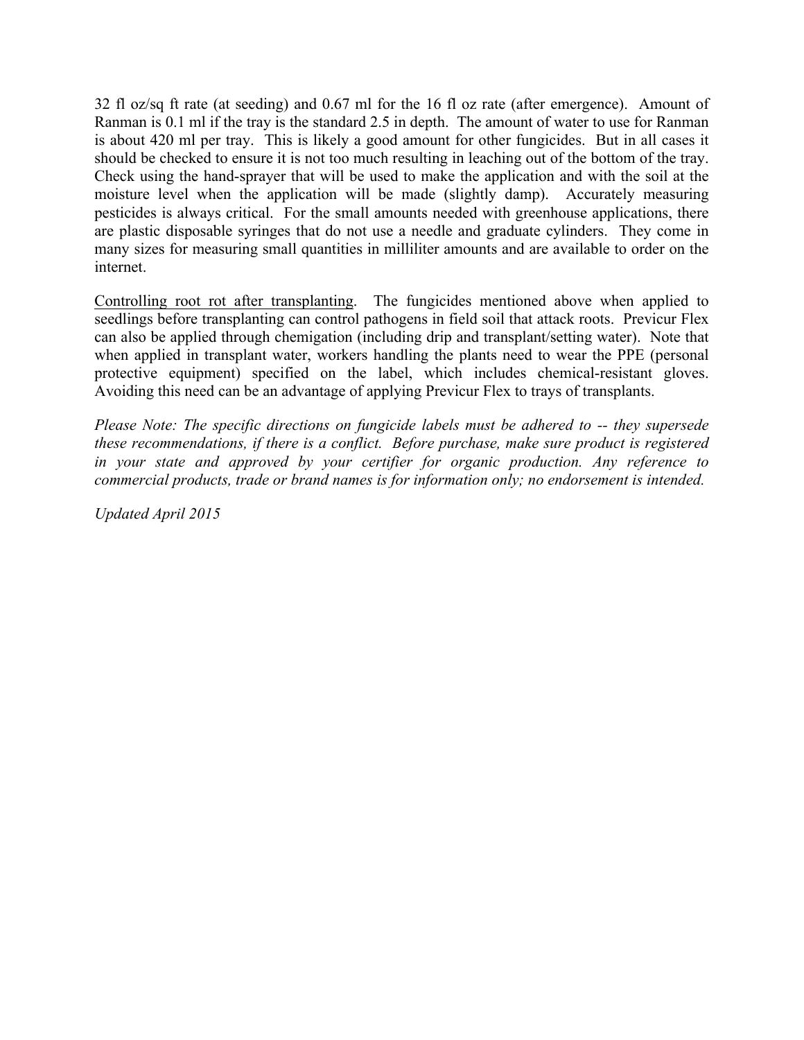32 fl oz/sq ft rate (at seeding) and 0.67 ml for the 16 fl oz rate (after emergence). Amount of Ranman is 0.1 ml if the tray is the standard 2.5 in depth. The amount of water to use for Ranman is about 420 ml per tray. This is likely a good amount for other fungicides. But in all cases it should be checked to ensure it is not too much resulting in leaching out of the bottom of the tray. Check using the hand-sprayer that will be used to make the application and with the soil at the moisture level when the application will be made (slightly damp). Accurately measuring pesticides is always critical. For the small amounts needed with greenhouse applications, there are plastic disposable syringes that do not use a needle and graduate cylinders. They come in many sizes for measuring small quantities in milliliter amounts and are available to order on the internet.

<u>Controlling root rot after transplanting</u>. The fungicides mentioned above when applied to seedlings before transplanting can control pathogens in field soil that attack roots. Previcur Flex can also be applied through chemigation (including drip and transplant/setting water). Note that when applied in transplant water, workers handling the plants need to wear the PPE (personal protective equipment) specified on the label, which includes chemical-resistant gloves. Avoiding this need can be an advantage of applying Previcur Flex to trays of transplants.

*Please Note: The specific directions on fungicide labels must be adhered to -- they supersede these recommendations, if there is a conflict. Before purchase, make sure product is registered in your state and approved by your certifier for organic production. Any reference to commercial products, trade or brand names is for information only; no endorsement is intended.*

*Updated April 2015*